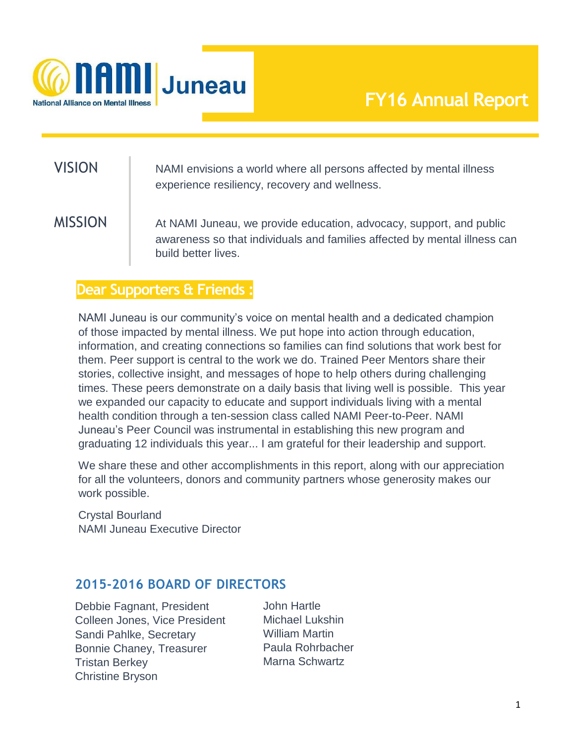NAMI Juneau
National Alliance on Mental Illness

# FY16 Annual Report

## VISION

NAMI envisions a world where all persons affected by mental illness experience resiliency, recovery and wellness.

## MISSION

At NAMI Juneau, we provide education, advocacy, support, and public awareness so that individuals and families affected by mental illness can build better lives.

## Dear Supporters & Friends :

NAMI Juneau is our community's voice on mental health and a dedicated champion of those impacted by mental illness. We put hope into action through education, information, and creating connections so families can find solutions that work best for them. Peer support is central to the work we do. Trained Peer Mentors share their stories, collective insight, and messages of hope to help others during challenging times. These peers demonstrate on a daily basis that living well is possible. This year we expanded our capacity to educate and support individuals living with a mental health condition through a ten-session class called NAMI Peer-to-Peer. NAMI Juneau's Peer Council was instrumental in establishing this new program and graduating 12 individuals this year... I am grateful for their leadership and support.

We share these and other accomplishments in this report, along with our appreciation for all the volunteers, donors and community partners whose generosity makes our work possible.

Crystal Bourland
NAMI Juneau Executive Director

## 2015-2016 BOARD OF DIRECTORS

Debbie Fagnant, President
Colleen Jones, Vice President
Sandi Pahlke, Secretary
Bonnie Chaney, Treasurer
Tristan Berkey
Christine Bryson
John Hartle
Michael Lukshin
William Martin
Paula Rohrbacher
Marna Schwartz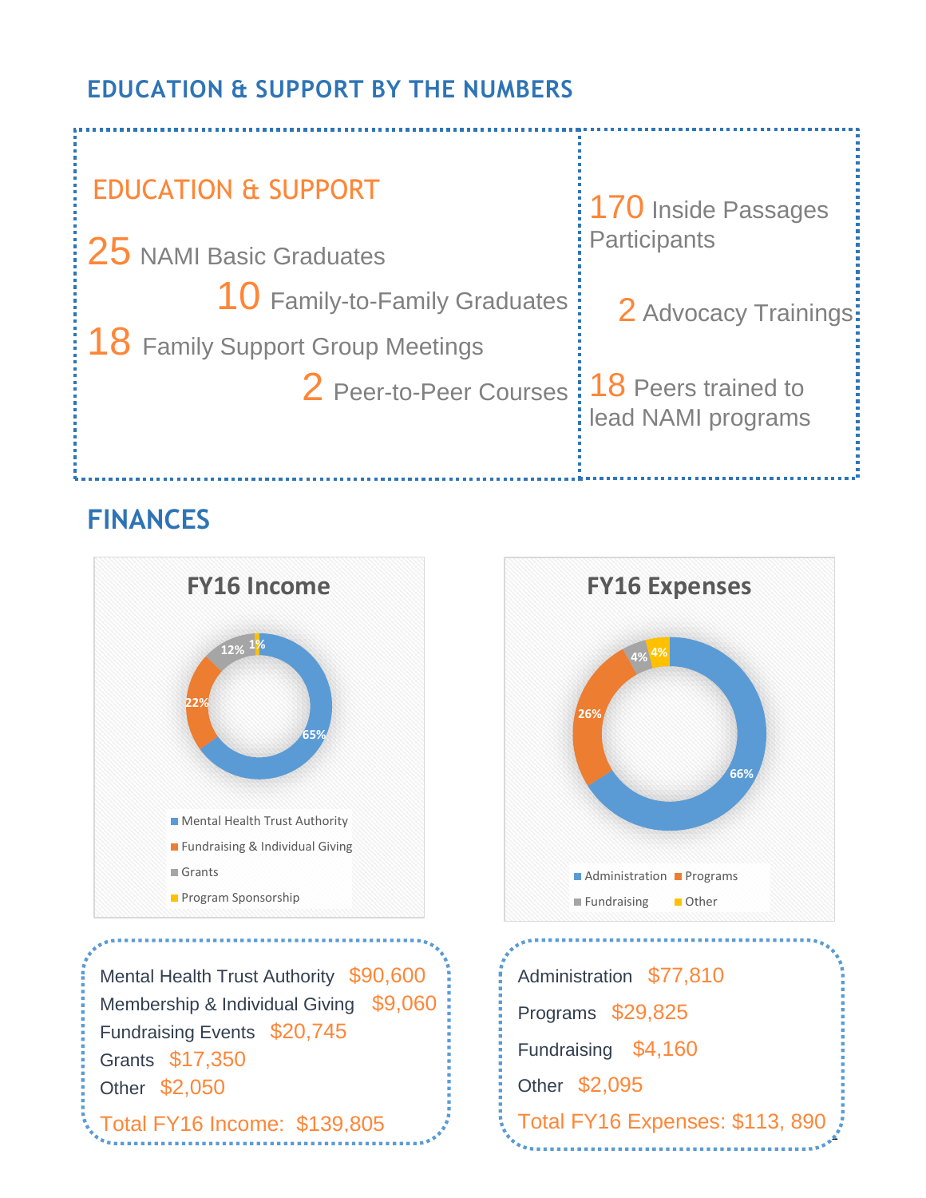## EDUCATION & SUPPORT BY THE NUMBERS

### EDUCATION & SUPPORT

25 NAMI Basic Graduates

10 Family-to-Family Graduates

18 Family Support Group Meetings

2 Peer-to-Peer Courses

170 Inside Passages Participants

2 Advocacy Trainings

18 Peers trained to lead NAMI programs

## FINANCES

### FY16 Income

- Mental Health Trust Authority: 65%
- Fundraising & Individual Giving: 22%
- Grants: 12%
- Program Sponsorship: 1%

Mental Health Trust Authority $90,600
Membership & Individual Giving $9,060
Fundraising Events $20,745
Grants $17,350
Other $2,050
Total FY16 Income: $139,805

### FY16 Expenses

- Administration: 66%
- Programs: 26%
- Fundraising: 4%
- Other: 4%

Administration $77,810
Programs $29,825
Fundraising $4,160
Other $2,095
Total FY16 Expenses: $113, 890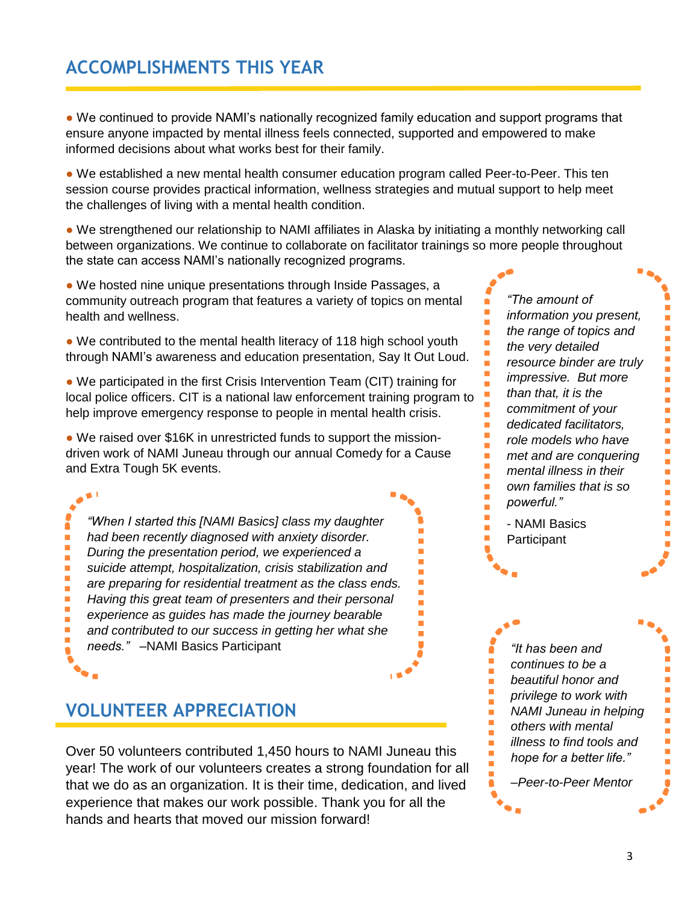## ACCOMPLISHMENTS THIS YEAR

- We continued to provide NAMI's nationally recognized family education and support programs that ensure anyone impacted by mental illness feels connected, supported and empowered to make informed decisions about what works best for their family.

- We established a new mental health consumer education program called Peer-to-Peer. This ten session course provides practical information, wellness strategies and mutual support to help meet the challenges of living with a mental health condition.

- We strengthened our relationship to NAMI affiliates in Alaska by initiating a monthly networking call between organizations. We continue to collaborate on facilitator trainings so more people throughout the state can access NAMI's nationally recognized programs.

- We hosted nine unique presentations through Inside Passages, a community outreach program that features a variety of topics on mental health and wellness.

- We contributed to the mental health literacy of 118 high school youth through NAMI's awareness and education presentation, Say It Out Loud.

- We participated in the first Crisis Intervention Team (CIT) training for local police officers. CIT is a national law enforcement training program to help improve emergency response to people in mental health crisis.

- We raised over $16K in unrestricted funds to support the mission-driven work of NAMI Juneau through our annual Comedy for a Cause and Extra Tough 5K events.

> *"When I started this [NAMI Basics] class my daughter had been recently diagnosed with anxiety disorder. During the presentation period, we experienced a suicide attempt, hospitalization, crisis stabilization and are preparing for residential treatment as the class ends. Having this great team of presenters and their personal experience as guides has made the journey bearable and contributed to our success in getting her what she needs."* –NAMI Basics Participant

> *"The amount of information you present, the range of topics and the very detailed resource binder are truly impressive. But more than that, it is the commitment of your dedicated facilitators, role models who have met and are conquering mental illness in their own families that is so powerful."*
>
> \- NAMI Basics Participant

## VOLUNTEER APPRECIATION

Over 50 volunteers contributed 1,450 hours to NAMI Juneau this year! The work of our volunteers creates a strong foundation for all that we do as an organization. It is their time, dedication, and lived experience that makes our work possible. Thank you for all the hands and hearts that moved our mission forward!

> *"It has been and continues to be a beautiful honor and privilege to work with NAMI Juneau in helping others with mental illness to find tools and hope for a better life."*
>
> *–Peer-to-Peer Mentor*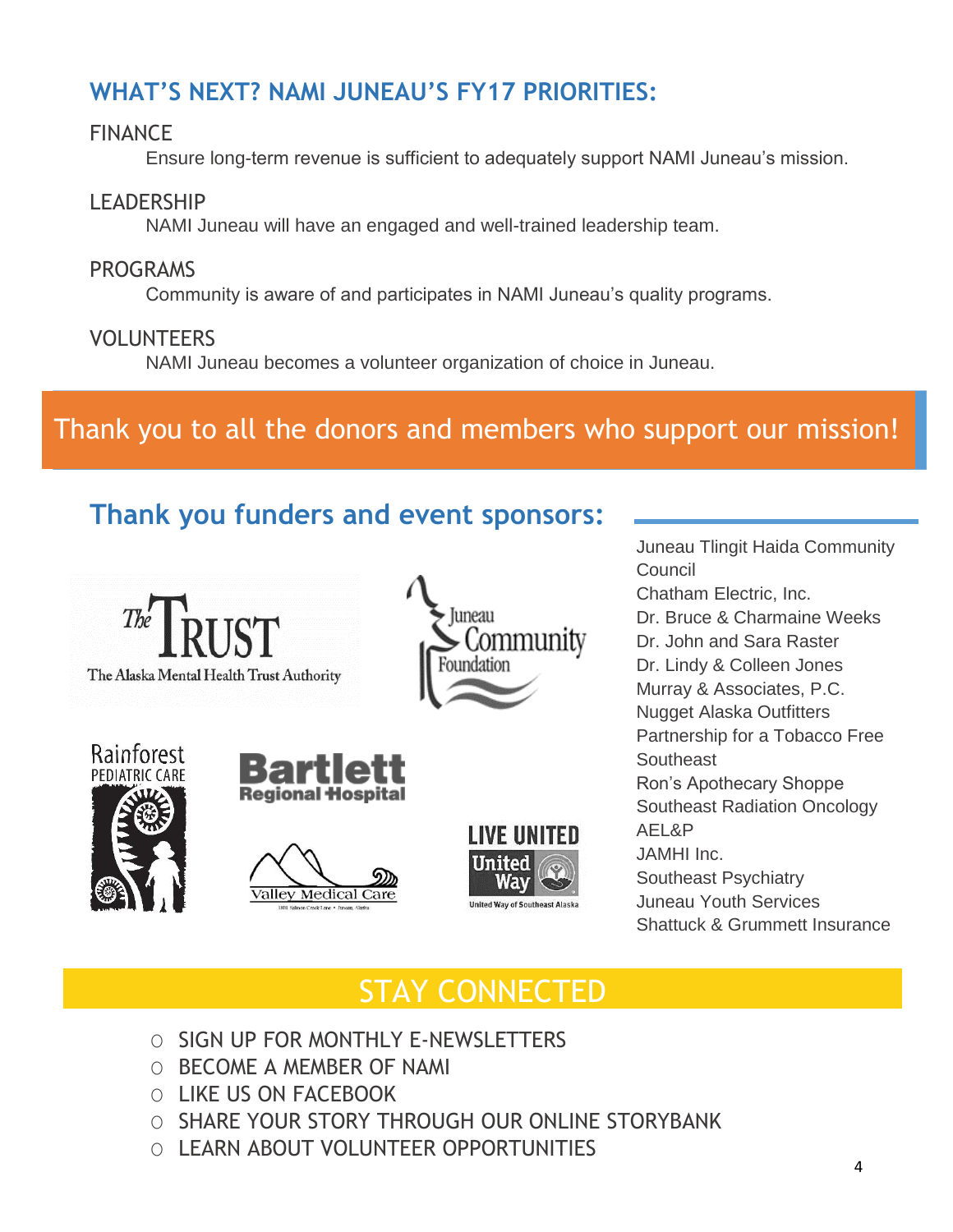## WHAT'S NEXT? NAMI JUNEAU'S FY17 PRIORITIES:

### FINANCE

Ensure long-term revenue is sufficient to adequately support NAMI Juneau's mission.

### LEADERSHIP

NAMI Juneau will have an engaged and well-trained leadership team.

### PROGRAMS

Community is aware of and participates in NAMI Juneau's quality programs.

### VOLUNTEERS

NAMI Juneau becomes a volunteer organization of choice in Juneau.

## Thank you to all the donors and members who support our mission!

## Thank you funders and event sponsors:

The Trust – The Alaska Mental Health Trust Authority

Juneau Community Foundation

Rainforest Pediatric Care

Bartlett Regional Hospital

Valley Medical Care

Live United – United Way – United Way of Southeast Alaska

Juneau Tlingit Haida Community Council
Chatham Electric, Inc.
Dr. Bruce & Charmaine Weeks
Dr. John and Sara Raster
Dr. Lindy & Colleen Jones
Murray & Associates, P.C.
Nugget Alaska Outfitters
Partnership for a Tobacco Free Southeast
Ron's Apothecary Shoppe
Southeast Radiation Oncology
AEL&P
JAMHI Inc.
Southeast Psychiatry
Juneau Youth Services
Shattuck & Grummett Insurance

## STAY CONNECTED

- SIGN UP FOR MONTHLY E-NEWSLETTERS
- BECOME A MEMBER OF NAMI
- LIKE US ON FACEBOOK
- SHARE YOUR STORY THROUGH OUR ONLINE STORYBANK
- LEARN ABOUT VOLUNTEER OPPORTUNITIES